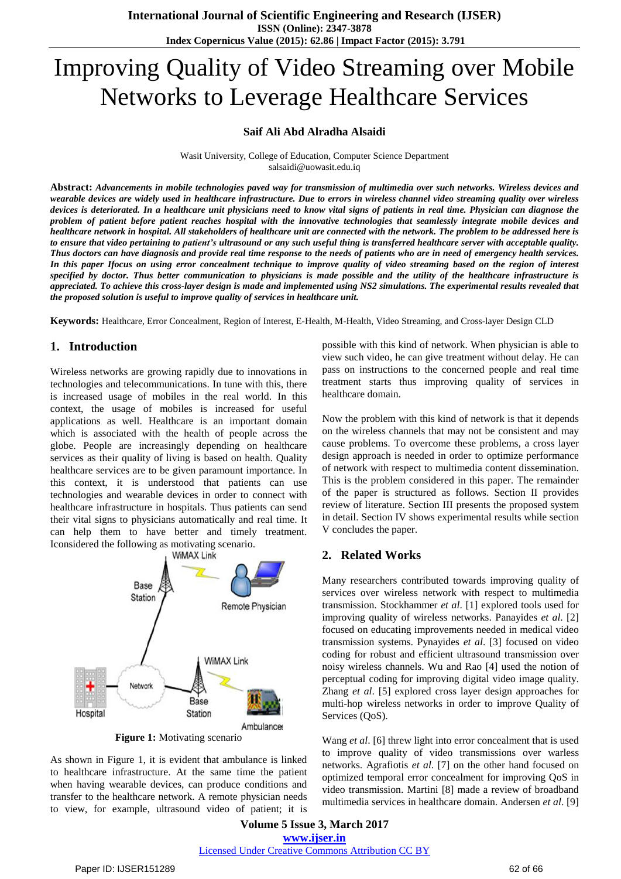# Improving Quality of Video Streaming over Mobile Networks to Leverage Healthcare Services

**Saif Ali Abd Alradha Alsaidi**

Wasit University, College of Education, Computer Science Department
salsaidi@uowasit.edu.iq

**Abstract:** ***Advancements in mobile technologies paved way for transmission of multimedia over such networks. Wireless devices and wearable devices are widely used in healthcare infrastructure. Due to errors in wireless channel video streaming quality over wireless devices is deteriorated. In a healthcare unit physicians need to know vital signs of patients in real time. Physician can diagnose the problem of patient before patient reaches hospital with the innovative technologies that seamlessly integrate mobile devices and healthcare network in hospital. All stakeholders of healthcare unit are connected with the network. The problem to be addressed here is to ensure that video pertaining to patient's ultrasound or any such useful thing is transferred healthcare server with acceptable quality. Thus doctors can have diagnosis and provide real time response to the needs of patients who are in need of emergency health services. In this paper Ifocus on using error concealment technique to improve quality of video streaming based on the region of interest specified by doctor. Thus better communication to physicians is made possible and the utility of the healthcare infrastructure is appreciated. To achieve this cross-layer design is made and implemented using NS2 simulations. The experimental results revealed that the proposed solution is useful to improve quality of services in healthcare unit.***

**Keywords:** Healthcare, Error Concealment, Region of Interest, E-Health, M-Health, Video Streaming, and Cross-layer Design CLD

## 1. Introduction

Wireless networks are growing rapidly due to innovations in technologies and telecommunications. In tune with this, there is increased usage of mobiles in the real world. In this context, the usage of mobiles is increased for useful applications as well. Healthcare is an important domain which is associated with the health of people across the globe. People are increasingly depending on healthcare services as their quality of living is based on health. Quality healthcare services are to be given paramount importance. In this context, it is understood that patients can use technologies and wearable devices in order to connect with healthcare infrastructure in hospitals. Thus patients can send their vital signs to physicians automatically and real time. It can help them to have better and timely treatment. Iconsidered the following as motivating scenario.

**Figure 1:** Motivating scenario

As shown in Figure 1, it is evident that ambulance is linked to healthcare infrastructure. At the same time the patient when having wearable devices, can produce conditions and transfer to the healthcare network. A remote physician needs to view, for example, ultrasound video of patient; it is possible with this kind of network. When physician is able to view such video, he can give treatment without delay. He can pass on instructions to the concerned people and real time treatment starts thus improving quality of services in healthcare domain.

Now the problem with this kind of network is that it depends on the wireless channels that may not be consistent and may cause problems. To overcome these problems, a cross layer design approach is needed in order to optimize performance of network with respect to multimedia content dissemination. This is the problem considered in this paper. The remainder of the paper is structured as follows. Section II provides review of literature. Section III presents the proposed system in detail. Section IV shows experimental results while section V concludes the paper.

## 2. Related Works

Many researchers contributed towards improving quality of services over wireless network with respect to multimedia transmission. Stockhammer *et al*. [1] explored tools used for improving quality of wireless networks. Panayides *et al*. [2] focused on educating improvements needed in medical video transmission systems. Pynayides *et al*. [3] focused on video coding for robust and efficient ultrasound transmission over noisy wireless channels. Wu and Rao [4] used the notion of perceptual coding for improving digital video image quality. Zhang *et al*. [5] explored cross layer design approaches for multi-hop wireless networks in order to improve Quality of Services (QoS).

Wang *et al*. [6] threw light into error concealment that is used to improve quality of video transmissions over warless networks. Agrafiotis *et al*. [7] on the other hand focused on optimized temporal error concealment for improving QoS in video transmission. Martini [8] made a review of broadband multimedia services in healthcare domain. Andersen *et al*. [9]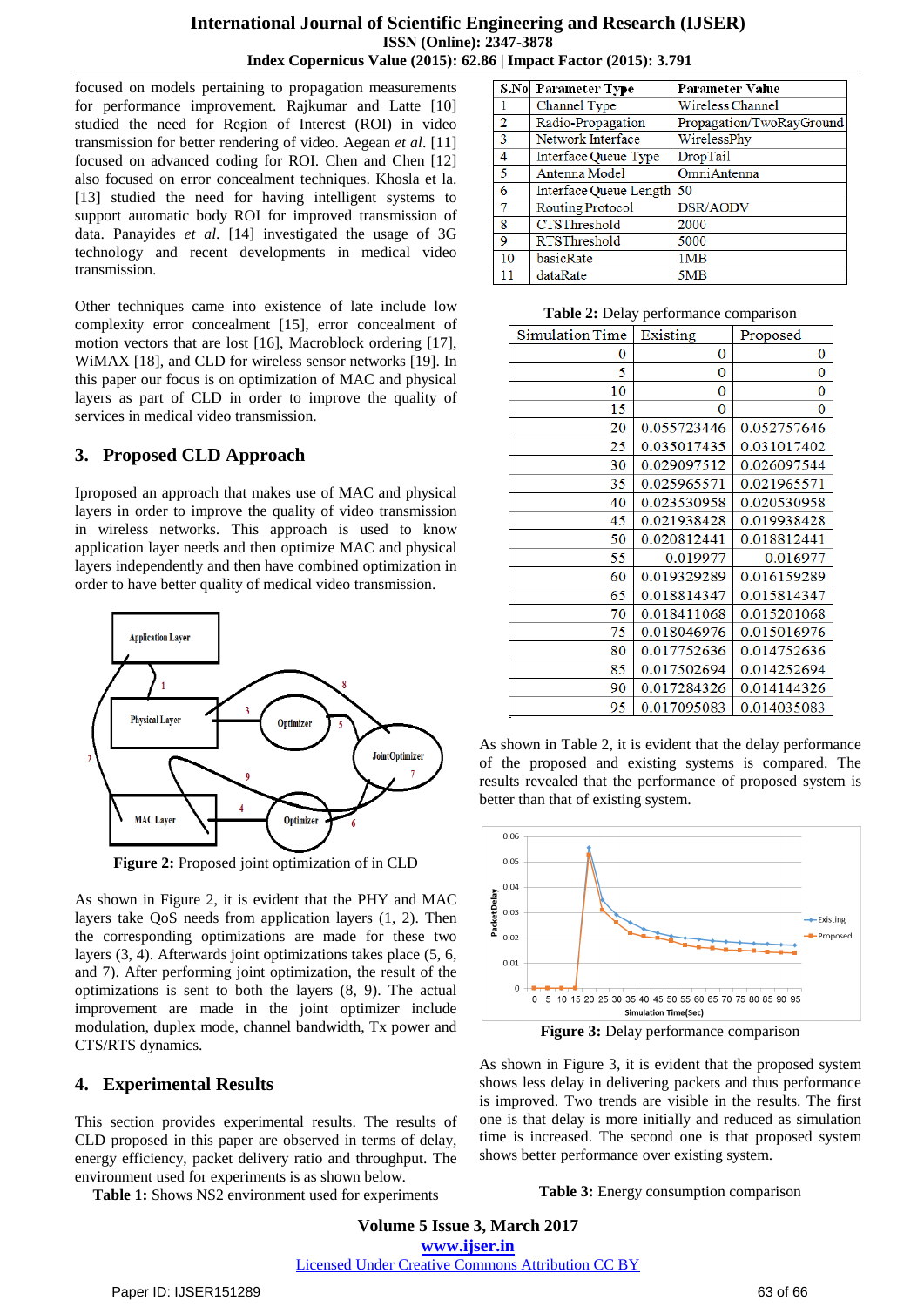focused on models pertaining to propagation measurements for performance improvement. Rajkumar and Latte [10] studied the need for Region of Interest (ROI) in video transmission for better rendering of video. Aegean *et al*. [11] focused on advanced coding for ROI. Chen and Chen [12] also focused on error concealment techniques. Khosla et la. [13] studied the need for having intelligent systems to support automatic body ROI for improved transmission of data. Panayides *et al.* [14] investigated the usage of 3G technology and recent developments in medical video transmission.

Other techniques came into existence of late include low complexity error concealment [15], error concealment of motion vectors that are lost [16], Macroblock ordering [17], WiMAX [18], and CLD for wireless sensor networks [19]. In this paper our focus is on optimization of MAC and physical layers as part of CLD in order to improve the quality of services in medical video transmission.

## 3. Proposed CLD Approach

Iproposed an approach that makes use of MAC and physical layers in order to improve the quality of video transmission in wireless networks. This approach is used to know application layer needs and then optimize MAC and physical layers independently and then have combined optimization in order to have better quality of medical video transmission.

**Figure 2:** Proposed joint optimization of in CLD

As shown in Figure 2, it is evident that the PHY and MAC layers take QoS needs from application layers (1, 2). Then the corresponding optimizations are made for these two layers (3, 4). Afterwards joint optimizations takes place (5, 6, and 7). After performing joint optimization, the result of the optimizations is sent to both the layers (8, 9). The actual improvement are made in the joint optimizer include modulation, duplex mode, channel bandwidth, Tx power and CTS/RTS dynamics.

## 4. Experimental Results

This section provides experimental results. The results of CLD proposed in this paper are observed in terms of delay, energy efficiency, packet delivery ratio and throughput. The environment used for experiments is as shown below.

**Table 1:** Shows NS2 environment used for experiments

| S.No | Parameter Type | Parameter Value |
|---|---|---|
| 1 | Channel Type | Wireless Channel |
| 2 | Radio-Propagation | Propagation/TwoRayGround |
| 3 | Network Interface | WirelessPhy |
| 4 | Interface Queue Type | DropTail |
| 5 | Antenna Model | OmniAntenna |
| 6 | Interface Queue Length | 50 |
| 7 | Routing Protocol | DSR/AODV |
| 8 | CTSThreshold | 2000 |
| 9 | RTSThreshold | 5000 |
| 10 | basicRate | 1MB |
| 11 | dataRate | 5MB |

**Table 2:** Delay performance comparison

| Simulation Time | Existing | Proposed |
|---|---|---|
| 0 | 0 | 0 |
| 5 | 0 | 0 |
| 10 | 0 | 0 |
| 15 | 0 | 0 |
| 20 | 0.055723446 | 0.052757646 |
| 25 | 0.035017435 | 0.031017402 |
| 30 | 0.029097512 | 0.026097544 |
| 35 | 0.025965571 | 0.021965571 |
| 40 | 0.023530958 | 0.020530958 |
| 45 | 0.021938428 | 0.019938428 |
| 50 | 0.020812441 | 0.018812441 |
| 55 | 0.019977 | 0.016977 |
| 60 | 0.019329289 | 0.016159289 |
| 65 | 0.018814347 | 0.015814347 |
| 70 | 0.018411068 | 0.015201068 |
| 75 | 0.018046976 | 0.015016976 |
| 80 | 0.017752636 | 0.014752636 |
| 85 | 0.017502694 | 0.014252694 |
| 90 | 0.017284326 | 0.014144326 |
| 95 | 0.017095083 | 0.014035083 |

As shown in Table 2, it is evident that the delay performance of the proposed and existing systems is compared. The results revealed that the performance of proposed system is better than that of existing system.

**Figure 3:** Delay performance comparison

As shown in Figure 3, it is evident that the proposed system shows less delay in delivering packets and thus performance is improved. Two trends are visible in the results. The first one is that delay is more initially and reduced as simulation time is increased. The second one is that proposed system shows better performance over existing system.

**Table 3:** Energy consumption comparison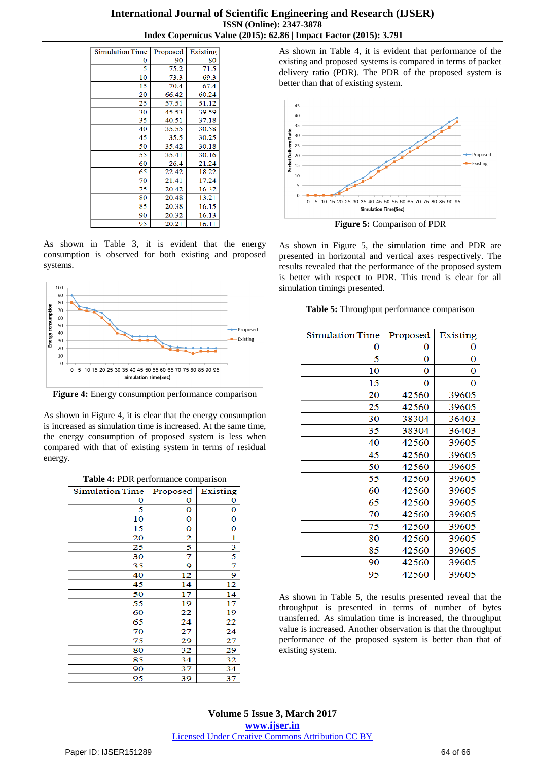| Simulation Time | Proposed | Existing |
|---|---|---|
| 0 | 90 | 80 |
| 5 | 75.2 | 71.5 |
| 10 | 73.3 | 69.3 |
| 15 | 70.4 | 67.4 |
| 20 | 66.42 | 60.24 |
| 25 | 57.51 | 51.12 |
| 30 | 45.53 | 39.59 |
| 35 | 40.51 | 37.18 |
| 40 | 35.55 | 30.58 |
| 45 | 35.5 | 30.25 |
| 50 | 35.42 | 30.18 |
| 55 | 35.41 | 30.16 |
| 60 | 26.4 | 21.24 |
| 65 | 22.42 | 18.22 |
| 70 | 21.41 | 17.24 |
| 75 | 20.42 | 16.32 |
| 80 | 20.48 | 13.21 |
| 85 | 20.38 | 16.15 |
| 90 | 20.32 | 16.13 |
| 95 | 20.21 | 16.11 |

As shown in Table 3, it is evident that the energy consumption is observed for both existing and proposed systems.

**Figure 4:** Energy consumption performance comparison

As shown in Figure 4, it is clear that the energy consumption is increased as simulation time is increased. At the same time, the energy consumption of proposed system is less when compared with that of existing system in terms of residual energy.

**Table 4:** PDR performance comparison

| Simulation Time | Proposed | Existing |
|---|---|---|
| 0 | 0 | 0 |
| 5 | 0 | 0 |
| 10 | 0 | 0 |
| 15 | 0 | 0 |
| 20 | 2 | 1 |
| 25 | 5 | 3 |
| 30 | 7 | 5 |
| 35 | 9 | 7 |
| 40 | 12 | 9 |
| 45 | 14 | 12 |
| 50 | 17 | 14 |
| 55 | 19 | 17 |
| 60 | 22 | 19 |
| 65 | 24 | 22 |
| 70 | 27 | 24 |
| 75 | 29 | 27 |
| 80 | 32 | 29 |
| 85 | 34 | 32 |
| 90 | 37 | 34 |
| 95 | 39 | 37 |

As shown in Table 4, it is evident that performance of the existing and proposed systems is compared in terms of packet delivery ratio (PDR). The PDR of the proposed system is better than that of existing system.

**Figure 5:** Comparison of PDR

As shown in Figure 5, the simulation time and PDR are presented in horizontal and vertical axes respectively. The results revealed that the performance of the proposed system is better with respect to PDR. This trend is clear for all simulation timings presented.

**Table 5:** Throughput performance comparison

| Simulation Time | Proposed | Existing |
|---|---|---|
| 0 | 0 | 0 |
| 5 | 0 | 0 |
| 10 | 0 | 0 |
| 15 | 0 | 0 |
| 20 | 42560 | 39605 |
| 25 | 42560 | 39605 |
| 30 | 38304 | 36403 |
| 35 | 38304 | 36403 |
| 40 | 42560 | 39605 |
| 45 | 42560 | 39605 |
| 50 | 42560 | 39605 |
| 55 | 42560 | 39605 |
| 60 | 42560 | 39605 |
| 65 | 42560 | 39605 |
| 70 | 42560 | 39605 |
| 75 | 42560 | 39605 |
| 80 | 42560 | 39605 |
| 85 | 42560 | 39605 |
| 90 | 42560 | 39605 |
| 95 | 42560 | 39605 |

As shown in Table 5, the results presented reveal that the throughput is presented in terms of number of bytes transferred. As simulation time is increased, the throughput value is increased. Another observation is that the throughput performance of the proposed system is better than that of existing system.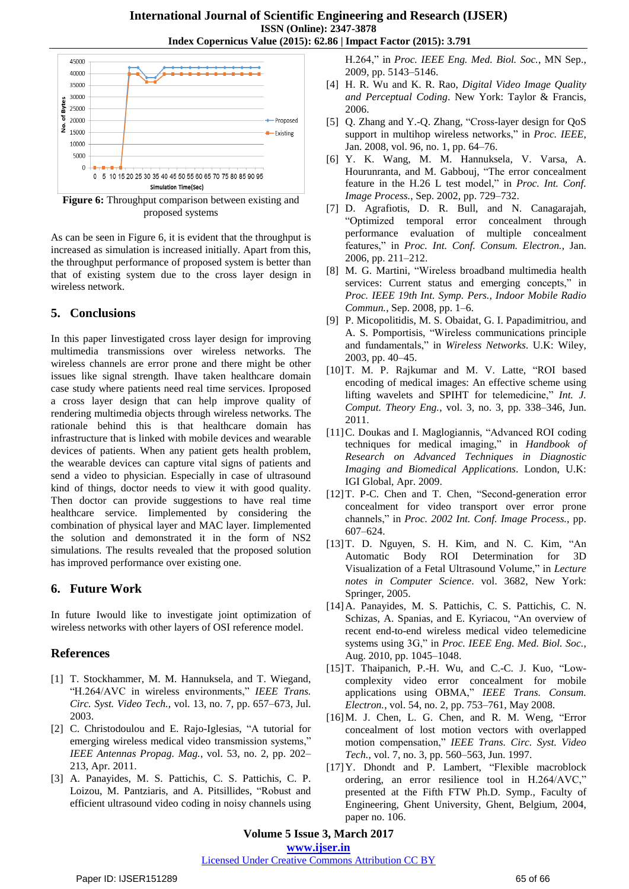**Figure 6:** Throughput comparison between existing and proposed systems

As can be seen in Figure 6, it is evident that the throughput is increased as simulation is increased initially. Apart from this, the throughput performance of proposed system is better than that of existing system due to the cross layer design in wireless network.

## 5. Conclusions

In this paper Iinvestigated cross layer design for improving multimedia transmissions over wireless networks. The wireless channels are error prone and there might be other issues like signal strength. Ihave taken healthcare domain case study where patients need real time services. Iproposed a cross layer design that can help improve quality of rendering multimedia objects through wireless networks. The rationale behind this is that healthcare domain has infrastructure that is linked with mobile devices and wearable devices of patients. When any patient gets health problem, the wearable devices can capture vital signs of patients and send a video to physician. Especially in case of ultrasound kind of things, doctor needs to view it with good quality. Then doctor can provide suggestions to have real time healthcare service. Iimplemented by considering the combination of physical layer and MAC layer. Iimplemented the solution and demonstrated it in the form of NS2 simulations. The results revealed that the proposed solution has improved performance over existing one.

## 6. Future Work

In future Iwould like to investigate joint optimization of wireless networks with other layers of OSI reference model.

## References

[1] T. Stockhammer, M. M. Hannuksela, and T. Wiegand, "H.264/AVC in wireless environments," *IEEE Trans. Circ. Syst. Video Tech.*, vol. 13, no. 7, pp. 657–673, Jul. 2003.

[2] C. Christodoulou and E. Rajo-Iglesias, "A tutorial for emerging wireless medical video transmission systems," *IEEE Antennas Propag. Mag.*, vol. 53, no. 2, pp. 202–213, Apr. 2011.

[3] A. Panayides, M. S. Pattichis, C. S. Pattichis, C. P. Loizou, M. Pantziaris, and A. Pitsillides, "Robust and efficient ultrasound video coding in noisy channels using H.264," in *Proc. IEEE Eng. Med. Biol. Soc.*, MN Sep., 2009, pp. 5143–5146.

[4] H. R. Wu and K. R. Rao, *Digital Video Image Quality and Perceptual Coding*. New York: Taylor & Francis, 2006.

[5] Q. Zhang and Y.-Q. Zhang, "Cross-layer design for QoS support in multihop wireless networks," in *Proc. IEEE*, Jan. 2008, vol. 96, no. 1, pp. 64–76.

[6] Y. K. Wang, M. M. Hannuksela, V. Varsa, A. Hourunranta, and M. Gabbouj, "The error concealment feature in the H.26 L test model," in *Proc. Int. Conf. Image Process.*, Sep. 2002, pp. 729–732.

[7] D. Agrafiotis, D. R. Bull, and N. Canagarajah, "Optimized temporal error concealment through performance evaluation of multiple concealment features," in *Proc. Int. Conf. Consum. Electron.*, Jan. 2006, pp. 211–212.

[8] M. G. Martini, "Wireless broadband multimedia health services: Current status and emerging concepts," in *Proc. IEEE 19th Int. Symp. Pers., Indoor Mobile Radio Commun.*, Sep. 2008, pp. 1–6.

[9] P. Micopolitidis, M. S. Obaidat, G. I. Papadimitriou, and A. S. Pomportsis, "Wireless communications principle and fundamentals," in *Wireless Networks*. U.K: Wiley, 2003, pp. 40–45.

[10] T. M. P. Rajkumar and M. V. Latte, "ROI based encoding of medical images: An effective scheme using lifting wavelets and SPIHT for telemedicine," *Int. J. Comput. Theory Eng.*, vol. 3, no. 3, pp. 338–346, Jun. 2011.

[11] C. Doukas and I. Maglogiannis, "Advanced ROI coding techniques for medical imaging," in *Handbook of Research on Advanced Techniques in Diagnostic Imaging and Biomedical Applications*. London, U.K: IGI Global, Apr. 2009.

[12] T. P-C. Chen and T. Chen, "Second-generation error concealment for video transport over error prone channels," in *Proc. 2002 Int. Conf. Image Process.*, pp. 607–624.

[13] T. D. Nguyen, S. H. Kim, and N. C. Kim, "An Automatic Body ROI Determination for 3D Visualization of a Fetal Ultrasound Volume," in *Lecture notes in Computer Science*. vol. 3682, New York: Springer, 2005.

[14] A. Panayides, M. S. Pattichis, C. S. Pattichis, C. N. Schizas, A. Spanias, and E. Kyriacou, "An overview of recent end-to-end wireless medical video telemedicine systems using 3G," in *Proc. IEEE Eng. Med. Biol. Soc.*, Aug. 2010, pp. 1045–1048.

[15] T. Thaipanich, P.-H. Wu, and C.-C. J. Kuo, "Low-complexity video error concealment for mobile applications using OBMA," *IEEE Trans. Consum. Electron.*, vol. 54, no. 2, pp. 753–761, May 2008.

[16] M. J. Chen, L. G. Chen, and R. M. Weng, "Error concealment of lost motion vectors with overlapped motion compensation," *IEEE Trans. Circ. Syst. Video Tech.*, vol. 7, no. 3, pp. 560–563, Jun. 1997.

[17] Y. Dhondt and P. Lambert, "Flexible macroblock ordering, an error resilience tool in H.264/AVC," presented at the Fifth FTW Ph.D. Symp., Faculty of Engineering, Ghent University, Ghent, Belgium, 2004, paper no. 106.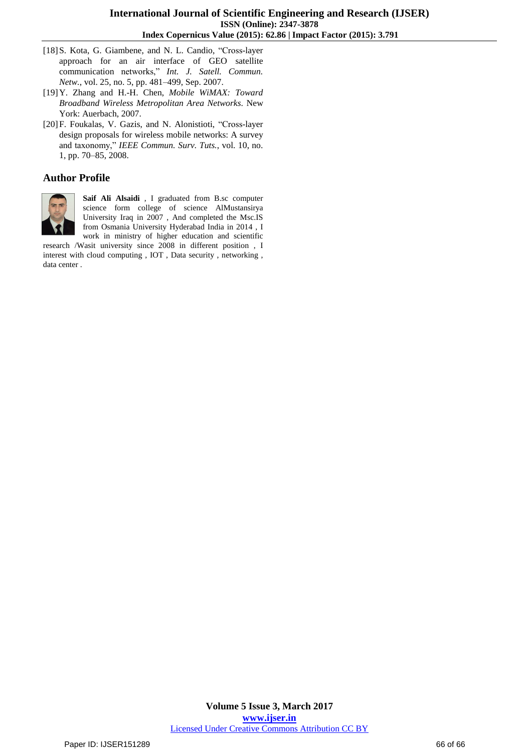[18] S. Kota, G. Giambene, and N. L. Candio, "Cross-layer approach for an air interface of GEO satellite communication networks," *Int. J. Satell. Commun. Netw.*, vol. 25, no. 5, pp. 481–499, Sep. 2007.

[19] Y. Zhang and H.-H. Chen, *Mobile WiMAX: Toward Broadband Wireless Metropolitan Area Networks.* New York: Auerbach, 2007.

[20] F. Foukalas, V. Gazis, and N. Alonistioti, "Cross-layer design proposals for wireless mobile networks: A survey and taxonomy," *IEEE Commun. Surv. Tuts.*, vol. 10, no. 1, pp. 70–85, 2008.

## Author Profile

**Saif Ali Alsaidi** , I graduated from B.sc computer science form college of science AlMustansirya University Iraq in 2007 , And completed the Msc.IS from Osmania University Hyderabad India in 2014 , I work in ministry of higher education and scientific research /Wasit university since 2008 in different position , I interest with cloud computing , IOT , Data security , networking , data center .